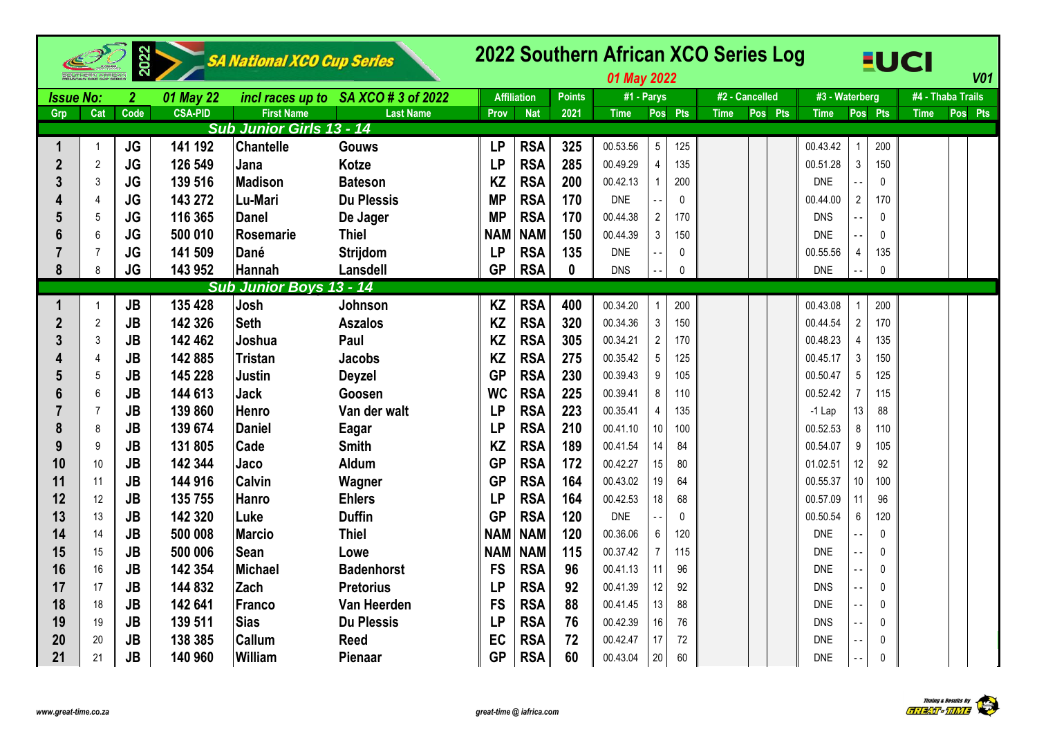# 2022 Southern African XCO Series Log

SA National XCO Cup Series

01 May 2022

V01

| Issue No: | 2 | 01 May 22 | incl races up to | SA XCO # 3 of 2022 | Affiliation | | Points | #1 - Parys | | | #2 - Cancelled | | | #3 - Waterberg | | | #4 - Thaba Trails | | |
|---|---|---|---|---|---|---|---|---|---|---|---|---|---|---|---|---|---|---|---|
| Grp | Cat | Code | CSA-PID | First Name | Last Name | Prov | Nat | 2021 | Time | Pos | Pts | Time | Pos | Pts | Time | Pos | Pts | Time | Pos | Pts |
| **Sub Junior Girls 13 - 14** | | | | | | | | | | | | | | | | | | | | |
| 1 | 1 | JG | 141 192 | Chantelle | Gouws | LP | RSA | 325 | 00.53.56 | 5 | 125 | | | | 00.43.42 | 1 | 200 | | | |
| 2 | 2 | JG | 126 549 | Jana | Kotze | LP | RSA | 285 | 00.49.29 | 4 | 135 | | | | 00.51.28 | 3 | 150 | | | |
| 3 | 3 | JG | 139 516 | Madison | Bateson | KZ | RSA | 200 | 00.42.13 | 1 | 200 | | | | DNE | - - | 0 | | | |
| 4 | 4 | JG | 143 272 | Lu-Mari | Du Plessis | MP | RSA | 170 | DNE | - - | 0 | | | | 00.44.00 | 2 | 170 | | | |
| 5 | 5 | JG | 116 365 | Danel | De Jager | MP | RSA | 170 | 00.44.38 | 2 | 170 | | | | DNS | - - | 0 | | | |
| 6 | 6 | JG | 500 010 | Rosemarie | Thiel | NAM | NAM | 150 | 00.44.39 | 3 | 150 | | | | DNE | - - | 0 | | | |
| 7 | 7 | JG | 141 509 | Dané | Strijdom | LP | RSA | 135 | DNE | - - | 0 | | | | 00.55.56 | 4 | 135 | | | |
| 8 | 8 | JG | 143 952 | Hannah | Lansdell | GP | RSA | 0 | DNS | - - | 0 | | | | DNE | - - | 0 | | | |
| **Sub Junior Boys 13 - 14** | | | | | | | | | | | | | | | | | | | | |
| 1 | 1 | JB | 135 428 | Josh | Johnson | KZ | RSA | 400 | 00.34.20 | 1 | 200 | | | | 00.43.08 | 1 | 200 | | | |
| 2 | 2 | JB | 142 326 | Seth | Aszalos | KZ | RSA | 320 | 00.34.36 | 3 | 150 | | | | 00.44.54 | 2 | 170 | | | |
| 3 | 3 | JB | 142 462 | Joshua | Paul | KZ | RSA | 305 | 00.34.21 | 2 | 170 | | | | 00.48.23 | 4 | 135 | | | |
| 4 | 4 | JB | 142 885 | Tristan | Jacobs | KZ | RSA | 275 | 00.35.42 | 5 | 125 | | | | 00.45.17 | 3 | 150 | | | |
| 5 | 5 | JB | 145 228 | Justin | Deyzel | GP | RSA | 230 | 00.39.43 | 9 | 105 | | | | 00.50.47 | 5 | 125 | | | |
| 6 | 6 | JB | 144 613 | Jack | Goosen | WC | RSA | 225 | 00.39.41 | 8 | 110 | | | | 00.52.42 | 7 | 115 | | | |
| 7 | 7 | JB | 139 860 | Henro | Van der walt | LP | RSA | 223 | 00.35.41 | 4 | 135 | | | | -1 Lap | 13 | 88 | | | |
| 8 | 8 | JB | 139 674 | Daniel | Eagar | LP | RSA | 210 | 00.41.10 | 10 | 100 | | | | 00.52.53 | 8 | 110 | | | |
| 9 | 9 | JB | 131 805 | Cade | Smith | KZ | RSA | 189 | 00.41.54 | 14 | 84 | | | | 00.54.07 | 9 | 105 | | | |
| 10 | 10 | JB | 142 344 | Jaco | Aldum | GP | RSA | 172 | 00.42.27 | 15 | 80 | | | | 01.02.51 | 12 | 92 | | | |
| 11 | 11 | JB | 144 916 | Calvin | Wagner | GP | RSA | 164 | 00.43.02 | 19 | 64 | | | | 00.55.37 | 10 | 100 | | | |
| 12 | 12 | JB | 135 755 | Hanro | Ehlers | LP | RSA | 164 | 00.42.53 | 18 | 68 | | | | 00.57.09 | 11 | 96 | | | |
| 13 | 13 | JB | 142 320 | Luke | Duffin | GP | RSA | 120 | DNE | - - | 0 | | | | 00.50.54 | 6 | 120 | | | |
| 14 | 14 | JB | 500 008 | Marcio | Thiel | NAM | NAM | 120 | 00.36.06 | 6 | 120 | | | | DNE | - - | 0 | | | |
| 15 | 15 | JB | 500 006 | Sean | Lowe | NAM | NAM | 115 | 00.37.42 | 7 | 115 | | | | DNE | - - | 0 | | | |
| 16 | 16 | JB | 142 354 | Michael | Badenhorst | FS | RSA | 96 | 00.41.13 | 11 | 96 | | | | DNE | - - | 0 | | | |
| 17 | 17 | JB | 144 832 | Zach | Pretorius | LP | RSA | 92 | 00.41.39 | 12 | 92 | | | | DNS | - - | 0 | | | |
| 18 | 18 | JB | 142 641 | Franco | Van Heerden | FS | RSA | 88 | 00.41.45 | 13 | 88 | | | | DNE | - - | 0 | | | |
| 19 | 19 | JB | 139 511 | Sias | Du Plessis | LP | RSA | 76 | 00.42.39 | 16 | 76 | | | | DNS | - - | 0 | | | |
| 20 | 20 | JB | 138 385 | Callum | Reed | EC | RSA | 72 | 00.42.47 | 17 | 72 | | | | DNE | - - | 0 | | | |
| 21 | 21 | JB | 140 960 | William | Pienaar | GP | RSA | 60 | 00.43.04 | 20 | 60 | | | | DNE | - - | 0 | | | |

www.great-time.co.za

great-time @ iafrica.com

Timing & Results by GREAT-TIME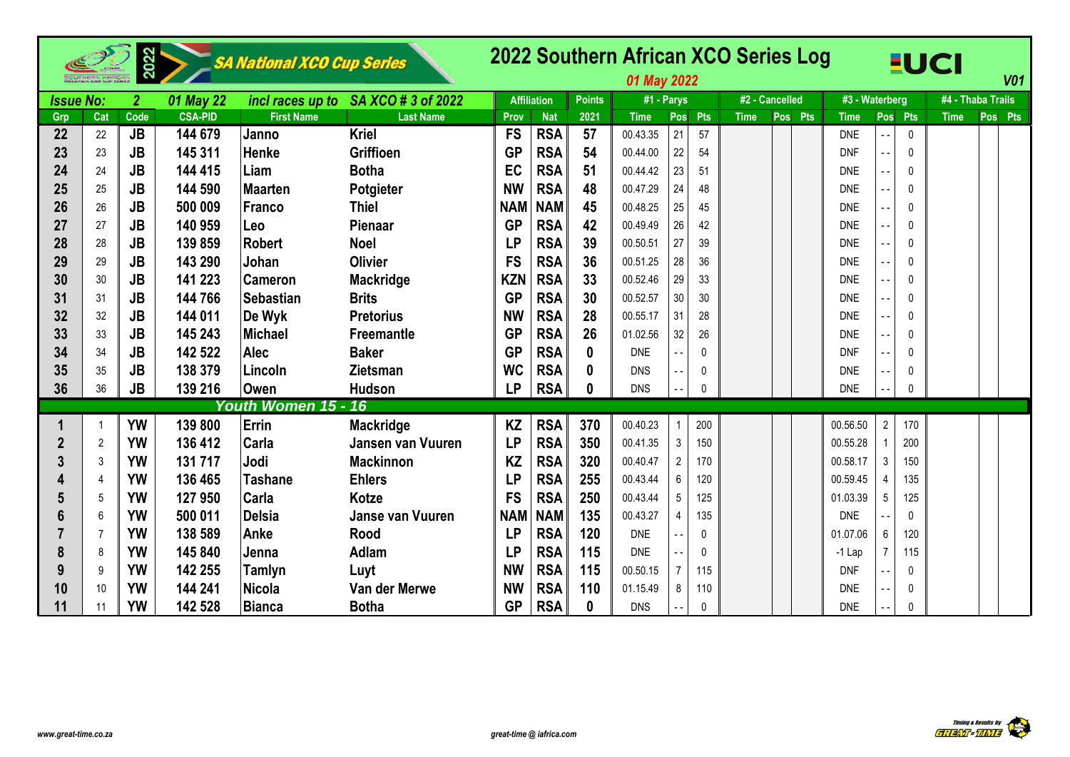# 2022 Southern African XCO Series Log

SA National XCO Cup Series

*01 May 2022*

V01

| Issue No: | 2 | 01 May 22 | incl races up to | SA XCO # 3 of 2022 | | Affiliation | | Points | #1 - Parys | | | #2 - Cancelled | | | #3 - Waterberg | | | #4 - Thaba Trails | | |
|---|---|---|---|---|---|---|---|---|---|---|---|---|---|---|---|---|---|---|---|---|
| Grp | Cat | Code | CSA-PID | First Name | Last Name | Prov | Nat | 2021 | Time | Pos | Pts | Time | Pos | Pts | Time | Pos | Pts | Time | Pos | Pts |
| 22 | 22 | JB | 144 679 | Janno | Kriel | FS | RSA | 57 | 00.43.35 | 21 | 57 | | | | DNE | - - | 0 | | | |
| 23 | 23 | JB | 145 311 | Henke | Griffioen | GP | RSA | 54 | 00.44.00 | 22 | 54 | | | | DNF | - - | 0 | | | |
| 24 | 24 | JB | 144 415 | Liam | Botha | EC | RSA | 51 | 00.44.42 | 23 | 51 | | | | DNE | - - | 0 | | | |
| 25 | 25 | JB | 144 590 | Maarten | Potgieter | NW | RSA | 48 | 00.47.29 | 24 | 48 | | | | DNE | - - | 0 | | | |
| 26 | 26 | JB | 500 009 | Franco | Thiel | NAM | NAM | 45 | 00.48.25 | 25 | 45 | | | | DNE | - - | 0 | | | |
| 27 | 27 | JB | 140 959 | Leo | Pienaar | GP | RSA | 42 | 00.49.49 | 26 | 42 | | | | DNE | - - | 0 | | | |
| 28 | 28 | JB | 139 859 | Robert | Noel | LP | RSA | 39 | 00.50.51 | 27 | 39 | | | | DNE | - - | 0 | | | |
| 29 | 29 | JB | 143 290 | Johan | Olivier | FS | RSA | 36 | 00.51.25 | 28 | 36 | | | | DNE | - - | 0 | | | |
| 30 | 30 | JB | 141 223 | Cameron | Mackridge | KZN | RSA | 33 | 00.52.46 | 29 | 33 | | | | DNE | - - | 0 | | | |
| 31 | 31 | JB | 144 766 | Sebastian | Brits | GP | RSA | 30 | 00.52.57 | 30 | 30 | | | | DNE | - - | 0 | | | |
| 32 | 32 | JB | 144 011 | De Wyk | Pretorius | NW | RSA | 28 | 00.55.17 | 31 | 28 | | | | DNE | - - | 0 | | | |
| 33 | 33 | JB | 145 243 | Michael | Freemantle | GP | RSA | 26 | 01.02.56 | 32 | 26 | | | | DNE | - - | 0 | | | |
| 34 | 34 | JB | 142 522 | Alec | Baker | GP | RSA | 0 | DNE | - - | 0 | | | | DNF | - - | 0 | | | |
| 35 | 35 | JB | 138 379 | Lincoln | Zietsman | WC | RSA | 0 | DNS | - - | 0 | | | | DNE | - - | 0 | | | |
| 36 | 36 | JB | 139 216 | Owen | Hudson | LP | RSA | 0 | DNS | - - | 0 | | | | DNE | - - | 0 | | | |
| | | | | **Youth Women 15 - 16** | | | | | | | | | | | | | | | | |
| 1 | 1 | YW | 139 800 | Errin | Mackridge | KZ | RSA | 370 | 00.40.23 | 1 | 200 | | | | 00.56.50 | 2 | 170 | | | |
| 2 | 2 | YW | 136 412 | Carla | Jansen van Vuuren | LP | RSA | 350 | 00.41.35 | 3 | 150 | | | | 00.55.28 | 1 | 200 | | | |
| 3 | 3 | YW | 131 717 | Jodi | Mackinnon | KZ | RSA | 320 | 00.40.47 | 2 | 170 | | | | 00.58.17 | 3 | 150 | | | |
| 4 | 4 | YW | 136 465 | Tashane | Ehlers | LP | RSA | 255 | 00.43.44 | 6 | 120 | | | | 00.59.45 | 4 | 135 | | | |
| 5 | 5 | YW | 127 950 | Carla | Kotze | FS | RSA | 250 | 00.43.44 | 5 | 125 | | | | 01.03.39 | 5 | 125 | | | |
| 6 | 6 | YW | 500 011 | Delsia | Janse van Vuuren | NAM | NAM | 135 | 00.43.27 | 4 | 135 | | | | DNE | - - | 0 | | | |
| 7 | 7 | YW | 138 589 | Anke | Rood | LP | RSA | 120 | DNE | - - | 0 | | | | 01.07.06 | 6 | 120 | | | |
| 8 | 8 | YW | 145 840 | Jenna | Adlam | LP | RSA | 115 | DNE | - - | 0 | | | | -1 Lap | 7 | 115 | | | |
| 9 | 9 | YW | 142 255 | Tamlyn | Luyt | NW | RSA | 115 | 00.50.15 | 7 | 115 | | | | DNF | - - | 0 | | | |
| 10 | 10 | YW | 144 241 | Nicola | Van der Merwe | NW | RSA | 110 | 01.15.49 | 8 | 110 | | | | DNE | - - | 0 | | | |
| 11 | 11 | YW | 142 528 | Bianca | Botha | GP | RSA | 0 | DNS | - - | 0 | | | | DNE | - - | 0 | | | |

www.great-time.co.za | great-time @ iafrica.com | Timing & Results by GREAT-TIME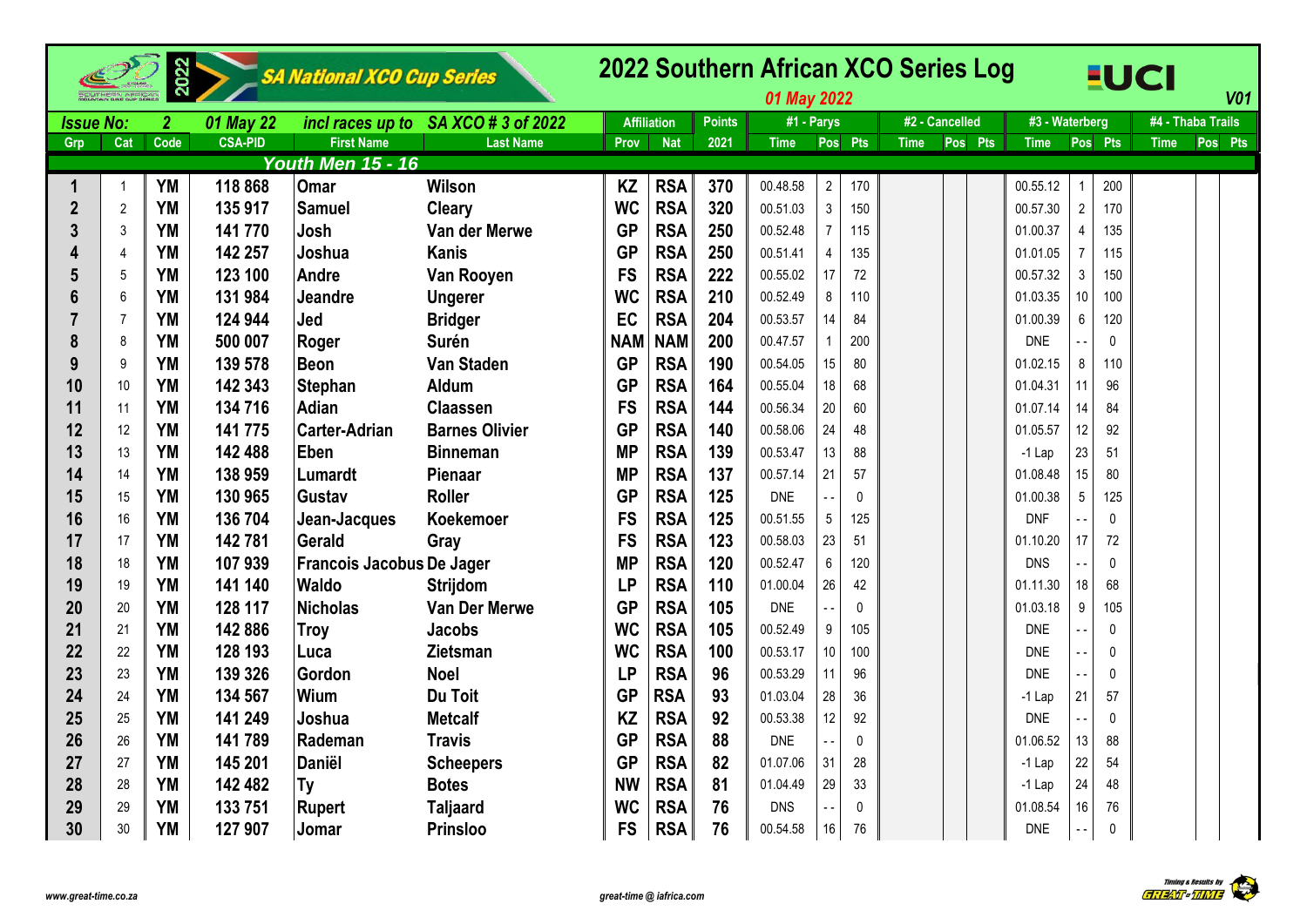# 2022 Southern African XCO Series Log

SA National XCO Cup Series

*01 May 2022*

V01

| Issue No: | 2 | 01 May 22 | incl races up to | SA XCO # 3 of 2022 | Affiliation | | Points | #1 - Parys | | | #2 - Cancelled | | | #3 - Waterberg | | | #4 - Thaba Trails | | |
|---|---|---|---|---|---|---|---|---|---|---|---|---|---|---|---|---|---|---|---|
| Grp | Cat | Code | CSA-PID | First Name | Last Name | Prov | Nat | 2021 | Time | Pos | Pts | Time | Pos | Pts | Time | Pos | Pts | Time | Pos | Pts |
| **Youth Men 15 - 16** | | | | | | | | | | | | | | | | | | | | |
| 1 | 1 | YM | 118 868 | Omar | Wilson | KZ | RSA | 370 | 00.48.58 | 2 | 170 | | | | 00.55.12 | 1 | 200 | | | |
| 2 | 2 | YM | 135 917 | Samuel | Cleary | WC | RSA | 320 | 00.51.03 | 3 | 150 | | | | 00.57.30 | 2 | 170 | | | |
| 3 | 3 | YM | 141 770 | Josh | Van der Merwe | GP | RSA | 250 | 00.52.48 | 7 | 115 | | | | 01.00.37 | 4 | 135 | | | |
| 4 | 4 | YM | 142 257 | Joshua | Kanis | GP | RSA | 250 | 00.51.41 | 4 | 135 | | | | 01.01.05 | 7 | 115 | | | |
| 5 | 5 | YM | 123 100 | Andre | Van Rooyen | FS | RSA | 222 | 00.55.02 | 17 | 72 | | | | 00.57.32 | 3 | 150 | | | |
| 6 | 6 | YM | 131 984 | Jeandre | Ungerer | WC | RSA | 210 | 00.52.49 | 8 | 110 | | | | 01.03.35 | 10 | 100 | | | |
| 7 | 7 | YM | 124 944 | Jed | Bridger | EC | RSA | 204 | 00.53.57 | 14 | 84 | | | | 01.00.39 | 6 | 120 | | | |
| 8 | 8 | YM | 500 007 | Roger | Surén | NAM | NAM | 200 | 00.47.57 | 1 | 200 | | | | DNE | - - | 0 | | | |
| 9 | 9 | YM | 139 578 | Beon | Van Staden | GP | RSA | 190 | 00.54.05 | 15 | 80 | | | | 01.02.15 | 8 | 110 | | | |
| 10 | 10 | YM | 142 343 | Stephan | Aldum | GP | RSA | 164 | 00.55.04 | 18 | 68 | | | | 01.04.31 | 11 | 96 | | | |
| 11 | 11 | YM | 134 716 | Adian | Claassen | FS | RSA | 144 | 00.56.34 | 20 | 60 | | | | 01.07.14 | 14 | 84 | | | |
| 12 | 12 | YM | 141 775 | Carter-Adrian | Barnes Olivier | GP | RSA | 140 | 00.58.06 | 24 | 48 | | | | 01.05.57 | 12 | 92 | | | |
| 13 | 13 | YM | 142 488 | Eben | Binneman | MP | RSA | 139 | 00.53.47 | 13 | 88 | | | | -1 Lap | 23 | 51 | | | |
| 14 | 14 | YM | 138 959 | Lumardt | Pienaar | MP | RSA | 137 | 00.57.14 | 21 | 57 | | | | 01.08.48 | 15 | 80 | | | |
| 15 | 15 | YM | 130 965 | Gustav | Roller | GP | RSA | 125 | DNE | - - | 0 | | | | 01.00.38 | 5 | 125 | | | |
| 16 | 16 | YM | 136 704 | Jean-Jacques | Koekemoer | FS | RSA | 125 | 00.51.55 | 5 | 125 | | | | DNF | - - | 0 | | | |
| 17 | 17 | YM | 142 781 | Gerald | Gray | FS | RSA | 123 | 00.58.03 | 23 | 51 | | | | 01.10.20 | 17 | 72 | | | |
| 18 | 18 | YM | 107 939 | Francois Jacobus | De Jager | MP | RSA | 120 | 00.52.47 | 6 | 120 | | | | DNS | - - | 0 | | | |
| 19 | 19 | YM | 141 140 | Waldo | Strijdom | LP | RSA | 110 | 01.00.04 | 26 | 42 | | | | 01.11.30 | 18 | 68 | | | |
| 20 | 20 | YM | 128 117 | Nicholas | Van Der Merwe | GP | RSA | 105 | DNE | - - | 0 | | | | 01.03.18 | 9 | 105 | | | |
| 21 | 21 | YM | 142 886 | Troy | Jacobs | WC | RSA | 105 | 00.52.49 | 9 | 105 | | | | DNE | - - | 0 | | | |
| 22 | 22 | YM | 128 193 | Luca | Zietsman | WC | RSA | 100 | 00.53.17 | 10 | 100 | | | | DNE | - - | 0 | | | |
| 23 | 23 | YM | 139 326 | Gordon | Noel | LP | RSA | 96 | 00.53.29 | 11 | 96 | | | | DNE | - - | 0 | | | |
| 24 | 24 | YM | 134 567 | Wium | Du Toit | GP | RSA | 93 | 01.03.04 | 28 | 36 | | | | -1 Lap | 21 | 57 | | | |
| 25 | 25 | YM | 141 249 | Joshua | Metcalf | KZ | RSA | 92 | 00.53.38 | 12 | 92 | | | | DNE | - - | 0 | | | |
| 26 | 26 | YM | 141 789 | Rademan | Travis | GP | RSA | 88 | DNE | - - | 0 | | | | 01.06.52 | 13 | 88 | | | |
| 27 | 27 | YM | 145 201 | Daniël | Scheepers | GP | RSA | 82 | 01.07.06 | 31 | 28 | | | | -1 Lap | 22 | 54 | | | |
| 28 | 28 | YM | 142 482 | Ty | Botes | NW | RSA | 81 | 01.04.49 | 29 | 33 | | | | -1 Lap | 24 | 48 | | | |
| 29 | 29 | YM | 133 751 | Rupert | Taljaard | WC | RSA | 76 | DNS | - - | 0 | | | | 01.08.54 | 16 | 76 | | | |
| 30 | 30 | YM | 127 907 | Jomar | Prinsloo | FS | RSA | 76 | 00.54.58 | 16 | 76 | | | | DNE | - - | 0 | | | |

www.great-time.co.za — great-time @ iafrica.com — Timing & Results by GREAT-TIME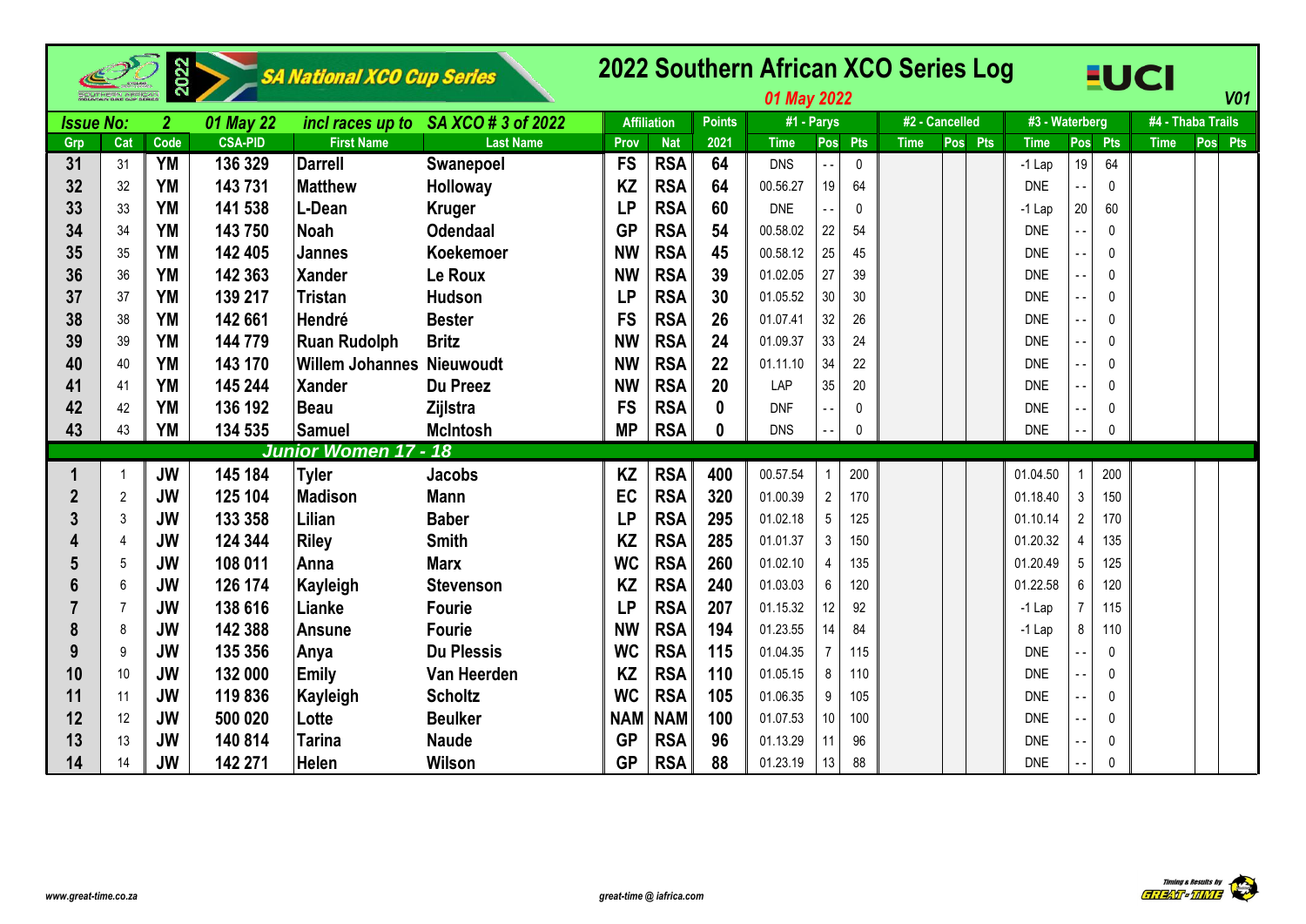# 2022 Southern African XCO Series Log

SA National XCO Cup Series

*01 May 2022*

V01

| Issue No: | 2 | 01 May 22 | incl races up to | SA XCO # 3 of 2022 | | Affiliation | | Points | #1 - Parys | | | #2 - Cancelled | | | #3 - Waterberg | | | #4 - Thaba Trails | | |
|---|---|---|---|---|---|---|---|---|---|---|---|---|---|---|---|---|---|---|---|---|
| Grp | Cat | Code | CSA-PID | First Name | Last Name | Prov | Nat | 2021 | Time | Pos | Pts | Time | Pos | Pts | Time | Pos | Pts | Time | Pos | Pts |
| 31 | 31 | YM | 136 329 | Darrell | Swanepoel | FS | RSA | 64 | DNS | - - | 0 | | | | -1 Lap | 19 | 64 | | | |
| 32 | 32 | YM | 143 731 | Matthew | Holloway | KZ | RSA | 64 | 00.56.27 | 19 | 64 | | | | DNE | - - | 0 | | | |
| 33 | 33 | YM | 141 538 | L-Dean | Kruger | LP | RSA | 60 | DNE | - - | 0 | | | | -1 Lap | 20 | 60 | | | |
| 34 | 34 | YM | 143 750 | Noah | Odendaal | GP | RSA | 54 | 00.58.02 | 22 | 54 | | | | DNE | - - | 0 | | | |
| 35 | 35 | YM | 142 405 | Jannes | Koekemoer | NW | RSA | 45 | 00.58.12 | 25 | 45 | | | | DNE | - - | 0 | | | |
| 36 | 36 | YM | 142 363 | Xander | Le Roux | NW | RSA | 39 | 01.02.05 | 27 | 39 | | | | DNE | - - | 0 | | | |
| 37 | 37 | YM | 139 217 | Tristan | Hudson | LP | RSA | 30 | 01.05.52 | 30 | 30 | | | | DNE | - - | 0 | | | |
| 38 | 38 | YM | 142 661 | Hendré | Bester | FS | RSA | 26 | 01.07.41 | 32 | 26 | | | | DNE | - - | 0 | | | |
| 39 | 39 | YM | 144 779 | Ruan Rudolph | Britz | NW | RSA | 24 | 01.09.37 | 33 | 24 | | | | DNE | - - | 0 | | | |
| 40 | 40 | YM | 143 170 | Willem Johannes | Nieuwoudt | NW | RSA | 22 | 01.11.10 | 34 | 22 | | | | DNE | - - | 0 | | | |
| 41 | 41 | YM | 145 244 | Xander | Du Preez | NW | RSA | 20 | LAP | 35 | 20 | | | | DNE | - - | 0 | | | |
| 42 | 42 | YM | 136 192 | Beau | Zijlstra | FS | RSA | 0 | DNF | - - | 0 | | | | DNE | - - | 0 | | | |
| 43 | 43 | YM | 134 535 | Samuel | McIntosh | MP | RSA | 0 | DNS | - - | 0 | | | | DNE | - - | 0 | | | |
| | | | | *Junior Women 17 - 18* | | | | | | | | | | | | | | | | |
| 1 | 1 | JW | 145 184 | Tyler | Jacobs | KZ | RSA | 400 | 00.57.54 | 1 | 200 | | | | 01.04.50 | 1 | 200 | | | |
| 2 | 2 | JW | 125 104 | Madison | Mann | EC | RSA | 320 | 01.00.39 | 2 | 170 | | | | 01.18.40 | 3 | 150 | | | |
| 3 | 3 | JW | 133 358 | Lilian | Baber | LP | RSA | 295 | 01.02.18 | 5 | 125 | | | | 01.10.14 | 2 | 170 | | | |
| 4 | 4 | JW | 124 344 | Riley | Smith | KZ | RSA | 285 | 01.01.37 | 3 | 150 | | | | 01.20.32 | 4 | 135 | | | |
| 5 | 5 | JW | 108 011 | Anna | Marx | WC | RSA | 260 | 01.02.10 | 4 | 135 | | | | 01.20.49 | 5 | 125 | | | |
| 6 | 6 | JW | 126 174 | Kayleigh | Stevenson | KZ | RSA | 240 | 01.03.03 | 6 | 120 | | | | 01.22.58 | 6 | 120 | | | |
| 7 | 7 | JW | 138 616 | Lianke | Fourie | LP | RSA | 207 | 01.15.32 | 12 | 92 | | | | -1 Lap | 7 | 115 | | | |
| 8 | 8 | JW | 142 388 | Ansune | Fourie | NW | RSA | 194 | 01.23.55 | 14 | 84 | | | | -1 Lap | 8 | 110 | | | |
| 9 | 9 | JW | 135 356 | Anya | Du Plessis | WC | RSA | 115 | 01.04.35 | 7 | 115 | | | | DNE | - - | 0 | | | |
| 10 | 10 | JW | 132 000 | Emily | Van Heerden | KZ | RSA | 110 | 01.05.15 | 8 | 110 | | | | DNE | - - | 0 | | | |
| 11 | 11 | JW | 119 836 | Kayleigh | Scholtz | WC | RSA | 105 | 01.06.35 | 9 | 105 | | | | DNE | - - | 0 | | | |
| 12 | 12 | JW | 500 020 | Lotte | Beulker | NAM | NAM | 100 | 01.07.53 | 10 | 100 | | | | DNE | - - | 0 | | | |
| 13 | 13 | JW | 140 814 | Tarina | Naude | GP | RSA | 96 | 01.13.29 | 11 | 96 | | | | DNE | - - | 0 | | | |
| 14 | 14 | JW | 142 271 | Helen | Wilson | GP | RSA | 88 | 01.23.19 | 13 | 88 | | | | DNE | - - | 0 | | | |

www.great-time.co.za

great-time @ iafrica.com

Timing & Results by GREAT-TIME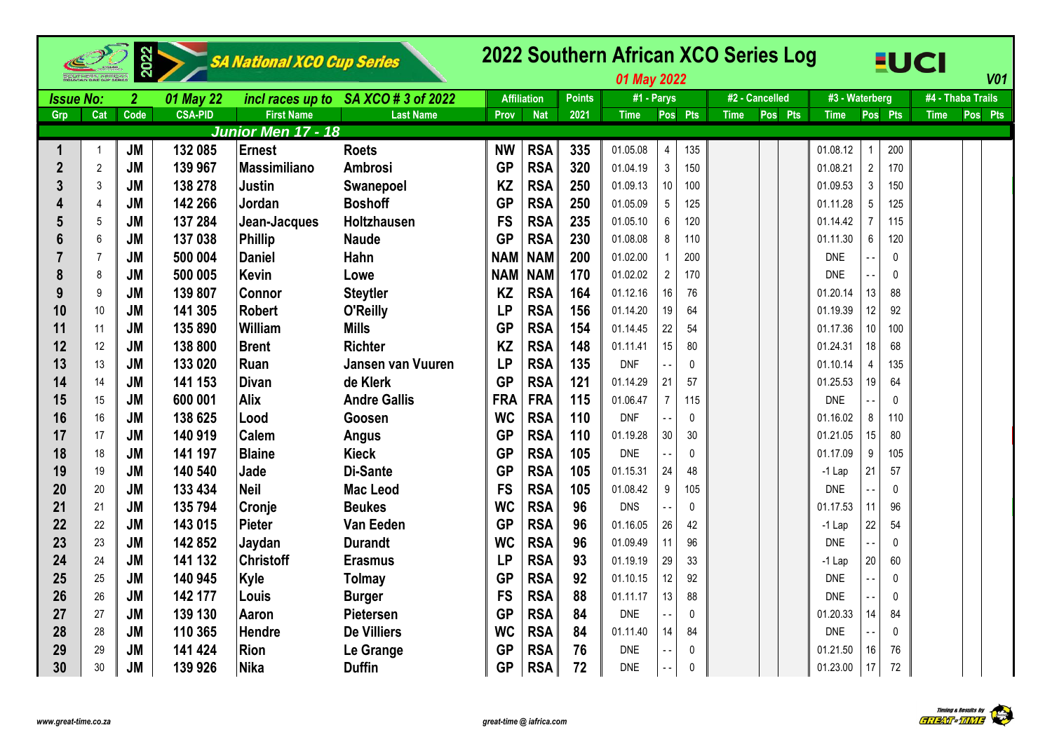# 2022 Southern African XCO Series Log

SA National XCO Cup Series

*01 May 2022*

*V01*

| Issue No: | 2 | 01 May 22 | incl races up to | SA XCO # 3 of 2022 | | Affiliation | | Points | #1 - Parys | | | #2 - Cancelled | | | #3 - Waterberg | | | #4 - Thaba Trails | | |
|---|---|---|---|---|---|---|---|---|---|---|---|---|---|---|---|---|---|---|---|---|
| Grp | Cat | Code | CSA-PID | First Name | Last Name | Prov | Nat | 2021 | Time | Pos | Pts | Time | Pos | Pts | Time | Pos | Pts | Time | Pos | Pts |
| **Junior Men 17 - 18** | | | | | | | | | | | | | | | | | | | | |
| 1 | 1 | JM | 132 085 | Ernest | Roets | NW | RSA | 335 | 01.05.08 | 4 | 135 | | | | 01.08.12 | 1 | 200 | | | |
| 2 | 2 | JM | 139 967 | Massimiliano | Ambrosi | GP | RSA | 320 | 01.04.19 | 3 | 150 | | | | 01.08.21 | 2 | 170 | | | |
| 3 | 3 | JM | 138 278 | Justin | Swanepoel | KZ | RSA | 250 | 01.09.13 | 10 | 100 | | | | 01.09.53 | 3 | 150 | | | |
| 4 | 4 | JM | 142 266 | Jordan | Boshoff | GP | RSA | 250 | 01.05.09 | 5 | 125 | | | | 01.11.28 | 5 | 125 | | | |
| 5 | 5 | JM | 137 284 | Jean-Jacques | Holtzhausen | FS | RSA | 235 | 01.05.10 | 6 | 120 | | | | 01.14.42 | 7 | 115 | | | |
| 6 | 6 | JM | 137 038 | Phillip | Naude | GP | RSA | 230 | 01.08.08 | 8 | 110 | | | | 01.11.30 | 6 | 120 | | | |
| 7 | 7 | JM | 500 004 | Daniel | Hahn | NAM | NAM | 200 | 01.02.00 | 1 | 200 | | | | DNE | - - | 0 | | | |
| 8 | 8 | JM | 500 005 | Kevin | Lowe | NAM | NAM | 170 | 01.02.02 | 2 | 170 | | | | DNE | - - | 0 | | | |
| 9 | 9 | JM | 139 807 | Connor | Steytler | KZ | RSA | 164 | 01.12.16 | 16 | 76 | | | | 01.20.14 | 13 | 88 | | | |
| 10 | 10 | JM | 141 305 | Robert | O'Reilly | LP | RSA | 156 | 01.14.20 | 19 | 64 | | | | 01.19.39 | 12 | 92 | | | |
| 11 | 11 | JM | 135 890 | William | Mills | GP | RSA | 154 | 01.14.45 | 22 | 54 | | | | 01.17.36 | 10 | 100 | | | |
| 12 | 12 | JM | 138 800 | Brent | Richter | KZ | RSA | 148 | 01.11.41 | 15 | 80 | | | | 01.24.31 | 18 | 68 | | | |
| 13 | 13 | JM | 133 020 | Ruan | Jansen van Vuuren | LP | RSA | 135 | DNF | - - | 0 | | | | 01.10.14 | 4 | 135 | | | |
| 14 | 14 | JM | 141 153 | Divan | de Klerk | GP | RSA | 121 | 01.14.29 | 21 | 57 | | | | 01.25.53 | 19 | 64 | | | |
| 15 | 15 | JM | 600 001 | Alix | Andre Gallis | FRA | FRA | 115 | 01.06.47 | 7 | 115 | | | | DNE | - - | 0 | | | |
| 16 | 16 | JM | 138 625 | Lood | Goosen | WC | RSA | 110 | DNF | - - | 0 | | | | 01.16.02 | 8 | 110 | | | |
| 17 | 17 | JM | 140 919 | Calem | Angus | GP | RSA | 110 | 01.19.28 | 30 | 30 | | | | 01.21.05 | 15 | 80 | | | |
| 18 | 18 | JM | 141 197 | Blaine | Kieck | GP | RSA | 105 | DNE | - - | 0 | | | | 01.17.09 | 9 | 105 | | | |
| 19 | 19 | JM | 140 540 | Jade | Di-Sante | GP | RSA | 105 | 01.15.31 | 24 | 48 | | | | -1 Lap | 21 | 57 | | | |
| 20 | 20 | JM | 133 434 | Neil | Mac Leod | FS | RSA | 105 | 01.08.42 | 9 | 105 | | | | DNE | - - | 0 | | | |
| 21 | 21 | JM | 135 794 | Cronje | Beukes | WC | RSA | 96 | DNS | - - | 0 | | | | 01.17.53 | 11 | 96 | | | |
| 22 | 22 | JM | 143 015 | Pieter | Van Eeden | GP | RSA | 96 | 01.16.05 | 26 | 42 | | | | -1 Lap | 22 | 54 | | | |
| 23 | 23 | JM | 142 852 | Jaydan | Durandt | WC | RSA | 96 | 01.09.49 | 11 | 96 | | | | DNE | - - | 0 | | | |
| 24 | 24 | JM | 141 132 | Christoff | Erasmus | LP | RSA | 93 | 01.19.19 | 29 | 33 | | | | -1 Lap | 20 | 60 | | | |
| 25 | 25 | JM | 140 945 | Kyle | Tolmay | GP | RSA | 92 | 01.10.15 | 12 | 92 | | | | DNE | - - | 0 | | | |
| 26 | 26 | JM | 142 177 | Louis | Burger | FS | RSA | 88 | 01.11.17 | 13 | 88 | | | | DNE | - - | 0 | | | |
| 27 | 27 | JM | 139 130 | Aaron | Pietersen | GP | RSA | 84 | DNE | - - | 0 | | | | 01.20.33 | 14 | 84 | | | |
| 28 | 28 | JM | 110 365 | Hendre | De Villiers | WC | RSA | 84 | 01.11.40 | 14 | 84 | | | | DNE | - - | 0 | | | |
| 29 | 29 | JM | 141 424 | Rion | Le Grange | GP | RSA | 76 | DNE | - - | 0 | | | | 01.21.50 | 16 | 76 | | | |
| 30 | 30 | JM | 139 926 | Nika | Duffin | GP | RSA | 72 | DNE | - - | 0 | | | | 01.23.00 | 17 | 72 | | | |

www.great-time.co.za

great-time @ iafrica.com

Timing & Results by GREAT-TIME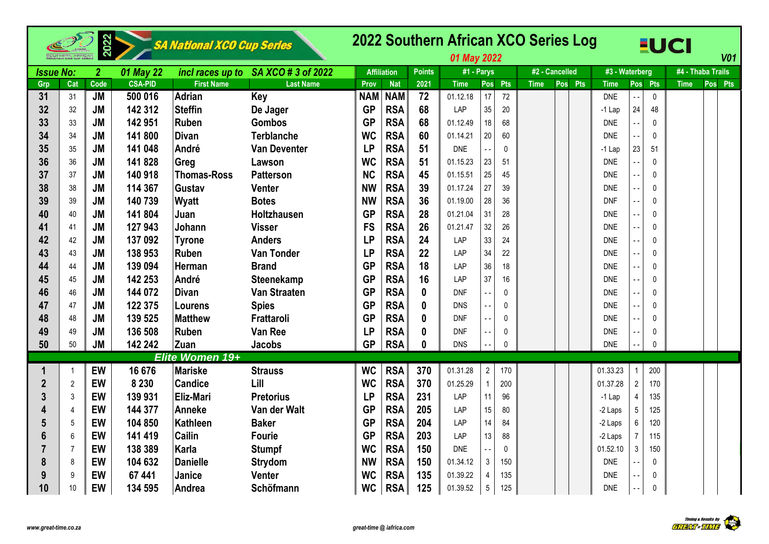# 2022 Southern African XCO Series Log

SA National XCO Cup Series

*01 May 2022*

V01

| Issue No: | 2 | 01 May 22 | incl races up to | SA XCO # 3 of 2022 | | Affiliation | | Points | #1 - Parys | | | #2 - Cancelled | | | #3 - Waterberg | | | #4 - Thaba Trails | | |
|---|---|---|---|---|---|---|---|---|---|---|---|---|---|---|---|---|---|---|---|---|
| Grp | Cat | Code | CSA-PID | First Name | Last Name | Prov | Nat | 2021 | Time | Pos | Pts | Time | Pos | Pts | Time | Pos | Pts | Time | Pos | Pts |
| 31 | 31 | JM | 500 016 | Adrian | Key | NAM | NAM | 72 | 01.12.18 | 17 | 72 | | | | DNE | - - | 0 | | | |
| 32 | 32 | JM | 142 312 | Steffin | De Jager | GP | RSA | 68 | LAP | 35 | 20 | | | | -1 Lap | 24 | 48 | | | |
| 33 | 33 | JM | 142 951 | Ruben | Gombos | GP | RSA | 68 | 01.12.49 | 18 | 68 | | | | DNE | - - | 0 | | | |
| 34 | 34 | JM | 141 800 | Divan | Terblanche | WC | RSA | 60 | 01.14.21 | 20 | 60 | | | | DNE | - - | 0 | | | |
| 35 | 35 | JM | 141 048 | André | Van Deventer | LP | RSA | 51 | DNE | - - | 0 | | | | -1 Lap | 23 | 51 | | | |
| 36 | 36 | JM | 141 828 | Greg | Lawson | WC | RSA | 51 | 01.15.23 | 23 | 51 | | | | DNE | - - | 0 | | | |
| 37 | 37 | JM | 140 918 | Thomas-Ross | Patterson | NC | RSA | 45 | 01.15.51 | 25 | 45 | | | | DNE | - - | 0 | | | |
| 38 | 38 | JM | 114 367 | Gustav | Venter | NW | RSA | 39 | 01.17.24 | 27 | 39 | | | | DNE | - - | 0 | | | |
| 39 | 39 | JM | 140 739 | Wyatt | Botes | NW | RSA | 36 | 01.19.00 | 28 | 36 | | | | DNF | - - | 0 | | | |
| 40 | 40 | JM | 141 804 | Juan | Holtzhausen | GP | RSA | 28 | 01.21.04 | 31 | 28 | | | | DNE | - - | 0 | | | |
| 41 | 41 | JM | 127 943 | Johann | Visser | FS | RSA | 26 | 01.21.47 | 32 | 26 | | | | DNE | - - | 0 | | | |
| 42 | 42 | JM | 137 092 | Tyrone | Anders | LP | RSA | 24 | LAP | 33 | 24 | | | | DNE | - - | 0 | | | |
| 43 | 43 | JM | 138 953 | Ruben | Van Tonder | LP | RSA | 22 | LAP | 34 | 22 | | | | DNE | - - | 0 | | | |
| 44 | 44 | JM | 139 094 | Herman | Brand | GP | RSA | 18 | LAP | 36 | 18 | | | | DNE | - - | 0 | | | |
| 45 | 45 | JM | 142 253 | André | Steenekamp | GP | RSA | 16 | LAP | 37 | 16 | | | | DNE | - - | 0 | | | |
| 46 | 46 | JM | 144 072 | Divan | Van Straaten | GP | RSA | 0 | DNF | - - | 0 | | | | DNE | - - | 0 | | | |
| 47 | 47 | JM | 122 375 | Lourens | Spies | GP | RSA | 0 | DNS | - - | 0 | | | | DNE | - - | 0 | | | |
| 48 | 48 | JM | 139 525 | Matthew | Frattaroli | GP | RSA | 0 | DNF | - - | 0 | | | | DNE | - - | 0 | | | |
| 49 | 49 | JM | 136 508 | Ruben | Van Ree | LP | RSA | 0 | DNF | - - | 0 | | | | DNE | - - | 0 | | | |
| 50 | 50 | JM | 142 242 | Zuan | Jacobs | GP | RSA | 0 | DNS | - - | 0 | | | | DNE | - - | 0 | | | |
| | | | | **Elite Women 19+** | | | | | | | | | | | | | | | | |
| 1 | 1 | EW | 16 676 | Mariske | Strauss | WC | RSA | 370 | 01.31.28 | 2 | 170 | | | | 01.33.23 | 1 | 200 | | | |
| 2 | 2 | EW | 8 230 | Candice | Lill | WC | RSA | 370 | 01.25.29 | 1 | 200 | | | | 01.37.28 | 2 | 170 | | | |
| 3 | 3 | EW | 139 931 | Eliz-Mari | Pretorius | LP | RSA | 231 | LAP | 11 | 96 | | | | -1 Lap | 4 | 135 | | | |
| 4 | 4 | EW | 144 377 | Anneke | Van der Walt | GP | RSA | 205 | LAP | 15 | 80 | | | | -2 Laps | 5 | 125 | | | |
| 5 | 5 | EW | 104 850 | Kathleen | Baker | GP | RSA | 204 | LAP | 14 | 84 | | | | -2 Laps | 6 | 120 | | | |
| 6 | 6 | EW | 141 419 | Cailin | Fourie | GP | RSA | 203 | LAP | 13 | 88 | | | | -2 Laps | 7 | 115 | | | |
| 7 | 7 | EW | 138 389 | Karla | Stumpf | WC | RSA | 150 | DNE | - - | 0 | | | | 01.52.10 | 3 | 150 | | | |
| 8 | 8 | EW | 104 632 | Danielle | Strydom | NW | RSA | 150 | 01.34.12 | 3 | 150 | | | | DNE | - - | 0 | | | |
| 9 | 9 | EW | 67 441 | Janice | Venter | WC | RSA | 135 | 01.39.22 | 4 | 135 | | | | DNE | - - | 0 | | | |
| 10 | 10 | EW | 134 595 | Andrea | Schöfmann | WC | RSA | 125 | 01.39.52 | 5 | 125 | | | | DNE | - - | 0 | | | |

www.great-time.co.za

great-time @ iafrica.com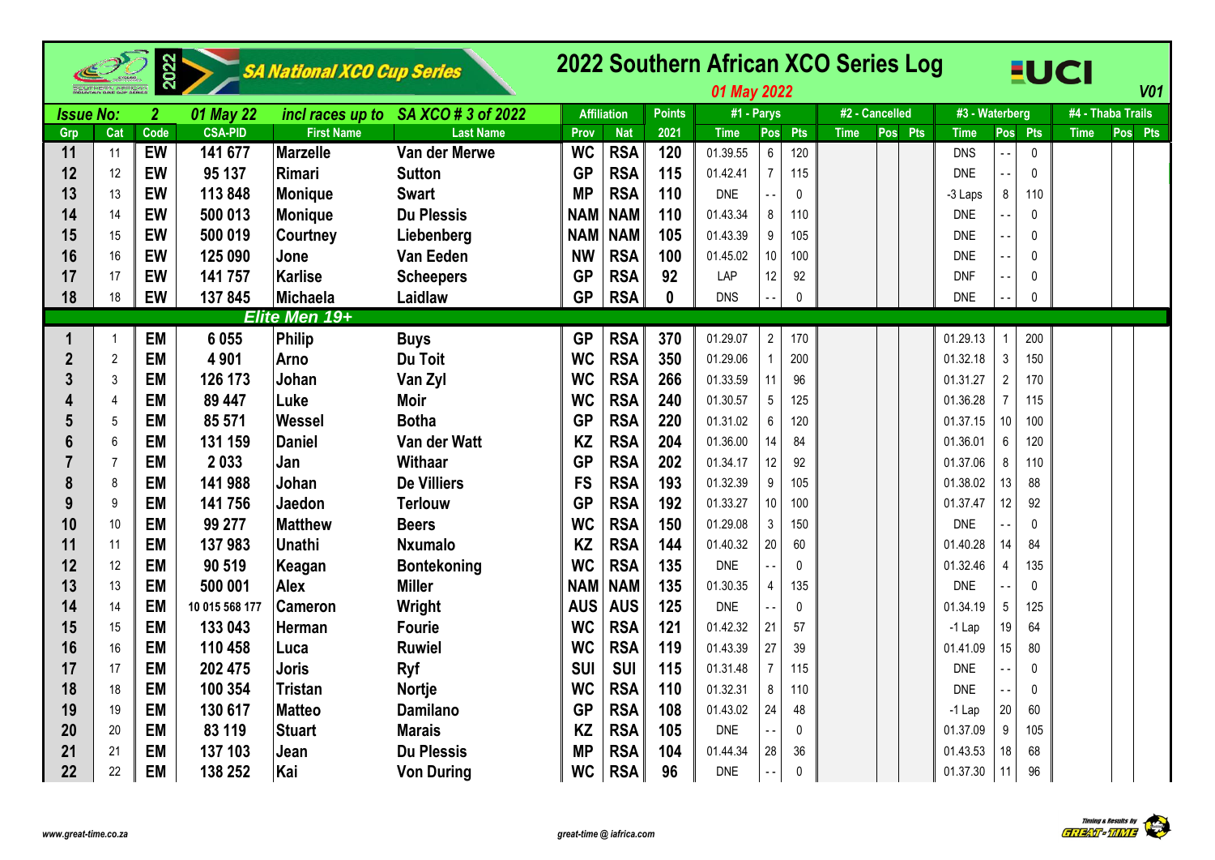# 2022 Southern African XCO Series Log

SA National XCO Cup Series 2022

*01 May 2022*

V01

| Issue No: | 2 | 01 May 22 | incl races up to | SA XCO # 3 of 2022 | | Affiliation | | Points | #1 - Parys | | | #2 - Cancelled | | | #3 - Waterberg | | | #4 - Thaba Trails | | |
|---|---|---|---|---|---|---|---|---|---|---|---|---|---|---|---|---|---|---|---|---|
| Grp | Cat | Code | CSA-PID | First Name | Last Name | Prov | Nat | 2021 | Time | Pos | Pts | Time | Pos | Pts | Time | Pos | Pts | Time | Pos | Pts |
| 11 | 11 | EW | 141 677 | Marzelle | Van der Merwe | WC | RSA | 120 | 01.39.55 | 6 | 120 | | | | DNS | - - | 0 | | | |
| 12 | 12 | EW | 95 137 | Rimari | Sutton | GP | RSA | 115 | 01.42.41 | 7 | 115 | | | | DNE | - - | 0 | | | |
| 13 | 13 | EW | 113 848 | Monique | Swart | MP | RSA | 110 | DNE | - - | 0 | | | | -3 Laps | 8 | 110 | | | |
| 14 | 14 | EW | 500 013 | Monique | Du Plessis | NAM | NAM | 110 | 01.43.34 | 8 | 110 | | | | DNE | - - | 0 | | | |
| 15 | 15 | EW | 500 019 | Courtney | Liebenberg | NAM | NAM | 105 | 01.43.39 | 9 | 105 | | | | DNE | - - | 0 | | | |
| 16 | 16 | EW | 125 090 | Jone | Van Eeden | NW | RSA | 100 | 01.45.02 | 10 | 100 | | | | DNE | - - | 0 | | | |
| 17 | 17 | EW | 141 757 | Karlise | Scheepers | GP | RSA | 92 | LAP | 12 | 92 | | | | DNF | - - | 0 | | | |
| 18 | 18 | EW | 137 845 | Michaela | Laidlaw | GP | RSA | 0 | DNS | - - | 0 | | | | DNE | - - | 0 | | | |
| | | | | **Elite Men 19+** | | | | | | | | | | | | | | | | |
| 1 | 1 | EM | 6 055 | Philip | Buys | GP | RSA | 370 | 01.29.07 | 2 | 170 | | | | 01.29.13 | 1 | 200 | | | |
| 2 | 2 | EM | 4 901 | Arno | Du Toit | WC | RSA | 350 | 01.29.06 | 1 | 200 | | | | 01.32.18 | 3 | 150 | | | |
| 3 | 3 | EM | 126 173 | Johan | Van Zyl | WC | RSA | 266 | 01.33.59 | 11 | 96 | | | | 01.31.27 | 2 | 170 | | | |
| 4 | 4 | EM | 89 447 | Luke | Moir | WC | RSA | 240 | 01.30.57 | 5 | 125 | | | | 01.36.28 | 7 | 115 | | | |
| 5 | 5 | EM | 85 571 | Wessel | Botha | GP | RSA | 220 | 01.31.02 | 6 | 120 | | | | 01.37.15 | 10 | 100 | | | |
| 6 | 6 | EM | 131 159 | Daniel | Van der Watt | KZ | RSA | 204 | 01.36.00 | 14 | 84 | | | | 01.36.01 | 6 | 120 | | | |
| 7 | 7 | EM | 2 033 | Jan | Withaar | GP | RSA | 202 | 01.34.17 | 12 | 92 | | | | 01.37.06 | 8 | 110 | | | |
| 8 | 8 | EM | 141 988 | Johan | De Villiers | FS | RSA | 193 | 01.32.39 | 9 | 105 | | | | 01.38.02 | 13 | 88 | | | |
| 9 | 9 | EM | 141 756 | Jaedon | Terlouw | GP | RSA | 192 | 01.33.27 | 10 | 100 | | | | 01.37.47 | 12 | 92 | | | |
| 10 | 10 | EM | 99 277 | Matthew | Beers | WC | RSA | 150 | 01.29.08 | 3 | 150 | | | | DNE | - - | 0 | | | |
| 11 | 11 | EM | 137 983 | Unathi | Nxumalo | KZ | RSA | 144 | 01.40.32 | 20 | 60 | | | | 01.40.28 | 14 | 84 | | | |
| 12 | 12 | EM | 90 519 | Keagan | Bontekoning | WC | RSA | 135 | DNE | - - | 0 | | | | 01.32.46 | 4 | 135 | | | |
| 13 | 13 | EM | 500 001 | Alex | Miller | NAM | NAM | 135 | 01.30.35 | 4 | 135 | | | | DNE | - - | 0 | | | |
| 14 | 14 | EM | 10 015 568 177 | Cameron | Wright | AUS | AUS | 125 | DNE | - - | 0 | | | | 01.34.19 | 5 | 125 | | | |
| 15 | 15 | EM | 133 043 | Herman | Fourie | WC | RSA | 121 | 01.42.32 | 21 | 57 | | | | -1 Lap | 19 | 64 | | | |
| 16 | 16 | EM | 110 458 | Luca | Ruwiel | WC | RSA | 119 | 01.43.39 | 27 | 39 | | | | 01.41.09 | 15 | 80 | | | |
| 17 | 17 | EM | 202 475 | Joris | Ryf | SUI | SUI | 115 | 01.31.48 | 7 | 115 | | | | DNE | - - | 0 | | | |
| 18 | 18 | EM | 100 354 | Tristan | Nortje | WC | RSA | 110 | 01.32.31 | 8 | 110 | | | | DNE | - - | 0 | | | |
| 19 | 19 | EM | 130 617 | Matteo | Damilano | GP | RSA | 108 | 01.43.02 | 24 | 48 | | | | -1 Lap | 20 | 60 | | | |
| 20 | 20 | EM | 83 119 | Stuart | Marais | KZ | RSA | 105 | DNE | - - | 0 | | | | 01.37.09 | 9 | 105 | | | |
| 21 | 21 | EM | 137 103 | Jean | Du Plessis | MP | RSA | 104 | 01.44.34 | 28 | 36 | | | | 01.43.53 | 18 | 68 | | | |
| 22 | 22 | EM | 138 252 | Kai | Von During | WC | RSA | 96 | DNE | - - | 0 | | | | 01.37.30 | 11 | 96 | | | |

www.great-time.co.za

great-time @ iafrica.com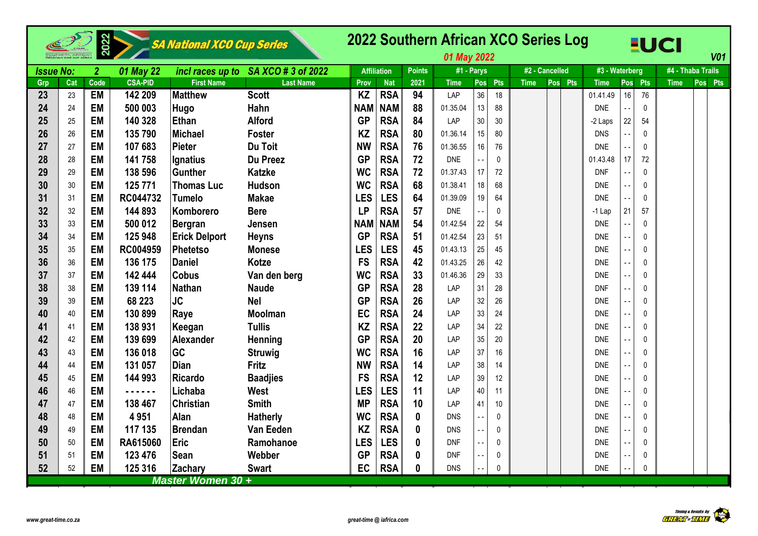# 2022 Southern African XCO Series Log

SA National XCO Cup Series

*01 May 2022* — V01

| Issue No: | 2 | 01 May 22 | incl races up to | SA XCO # 3 of 2022 | Affiliation | | Points | #1 - Parys | | | #2 - Cancelled | | | #3 - Waterberg | | | #4 - Thaba Trails | | |
|---|---|---|---|---|---|---|---|---|---|---|---|---|---|---|---|---|---|---|---|
| Grp | Cat | Code | CSA-PID | First Name | Last Name | Prov | Nat | 2021 | Time | Pos | Pts | Time | Pos | Pts | Time | Pos | Pts | Time | Pos | Pts |
| 23 | 23 | EM | 142 209 | Matthew | Scott | KZ | RSA | 94 | LAP | 36 | 18 | | | | 01.41.49 | 16 | 76 | | | |
| 24 | 24 | EM | 500 003 | Hugo | Hahn | NAM | NAM | 88 | 01.35.04 | 13 | 88 | | | | DNE | - - | 0 | | | |
| 25 | 25 | EM | 140 328 | Ethan | Alford | GP | RSA | 84 | LAP | 30 | 30 | | | | -2 Laps | 22 | 54 | | | |
| 26 | 26 | EM | 135 790 | Michael | Foster | KZ | RSA | 80 | 01.36.14 | 15 | 80 | | | | DNS | - - | 0 | | | |
| 27 | 27 | EM | 107 683 | Pieter | Du Toit | NW | RSA | 76 | 01.36.55 | 16 | 76 | | | | DNE | - - | 0 | | | |
| 28 | 28 | EM | 141 758 | Ignatius | Du Preez | GP | RSA | 72 | DNE | - - | 0 | | | | 01.43.48 | 17 | 72 | | | |
| 29 | 29 | EM | 138 596 | Gunther | Katzke | WC | RSA | 72 | 01.37.43 | 17 | 72 | | | | DNF | - - | 0 | | | |
| 30 | 30 | EM | 125 771 | Thomas Luc | Hudson | WC | RSA | 68 | 01.38.41 | 18 | 68 | | | | DNE | - - | 0 | | | |
| 31 | 31 | EM | RC044732 | Tumelo | Makae | LES | LES | 64 | 01.39.09 | 19 | 64 | | | | DNE | - - | 0 | | | |
| 32 | 32 | EM | 144 893 | Komborero | Bere | LP | RSA | 57 | DNE | - - | 0 | | | | -1 Lap | 21 | 57 | | | |
| 33 | 33 | EM | 500 012 | Bergran | Jensen | NAM | NAM | 54 | 01.42.54 | 22 | 54 | | | | DNE | - - | 0 | | | |
| 34 | 34 | EM | 125 948 | Erick Delport | Heyns | GP | RSA | 51 | 01.42.54 | 23 | 51 | | | | DNE | - - | 0 | | | |
| 35 | 35 | EM | RC004959 | Phetetso | Monese | LES | LES | 45 | 01.43.13 | 25 | 45 | | | | DNE | - - | 0 | | | |
| 36 | 36 | EM | 136 175 | Daniel | Kotze | FS | RSA | 42 | 01.43.25 | 26 | 42 | | | | DNE | - - | 0 | | | |
| 37 | 37 | EM | 142 444 | Cobus | Van den berg | WC | RSA | 33 | 01.46.36 | 29 | 33 | | | | DNE | - - | 0 | | | |
| 38 | 38 | EM | 139 114 | Nathan | Naude | GP | RSA | 28 | LAP | 31 | 28 | | | | DNF | - - | 0 | | | |
| 39 | 39 | EM | 68 223 | JC | Nel | GP | RSA | 26 | LAP | 32 | 26 | | | | DNE | - - | 0 | | | |
| 40 | 40 | EM | 130 899 | Raye | Moolman | EC | RSA | 24 | LAP | 33 | 24 | | | | DNE | - - | 0 | | | |
| 41 | 41 | EM | 138 931 | Keegan | Tullis | KZ | RSA | 22 | LAP | 34 | 22 | | | | DNE | - - | 0 | | | |
| 42 | 42 | EM | 139 699 | Alexander | Henning | GP | RSA | 20 | LAP | 35 | 20 | | | | DNE | - - | 0 | | | |
| 43 | 43 | EM | 136 018 | GC | Struwig | WC | RSA | 16 | LAP | 37 | 16 | | | | DNE | - - | 0 | | | |
| 44 | 44 | EM | 131 057 | Dian | Fritz | NW | RSA | 14 | LAP | 38 | 14 | | | | DNE | - - | 0 | | | |
| 45 | 45 | EM | 144 993 | Ricardo | Baadjies | FS | RSA | 12 | LAP | 39 | 12 | | | | DNE | - - | 0 | | | |
| 46 | 46 | EM | - - - - - - | Lichaba | West | LES | LES | 11 | LAP | 40 | 11 | | | | DNE | - - | 0 | | | |
| 47 | 47 | EM | 138 467 | Christian | Smith | MP | RSA | 10 | LAP | 41 | 10 | | | | DNE | - - | 0 | | | |
| 48 | 48 | EM | 4 951 | Alan | Hatherly | WC | RSA | 0 | DNS | - - | 0 | | | | DNE | - - | 0 | | | |
| 49 | 49 | EM | 117 135 | Brendan | Van Eeden | KZ | RSA | 0 | DNS | - - | 0 | | | | DNE | - - | 0 | | | |
| 50 | 50 | EM | RA615060 | Eric | Ramohanoe | LES | LES | 0 | DNF | - - | 0 | | | | DNE | - - | 0 | | | |
| 51 | 51 | EM | 123 476 | Sean | Webber | GP | RSA | 0 | DNF | - - | 0 | | | | DNE | - - | 0 | | | |
| 52 | 52 | EM | 125 316 | Zachary | Swart | EC | RSA | 0 | DNS | - - | 0 | | | | DNE | - - | 0 | | | |

**Master Women 30 +**

www.great-time.co.za — great-time @ iafrica.com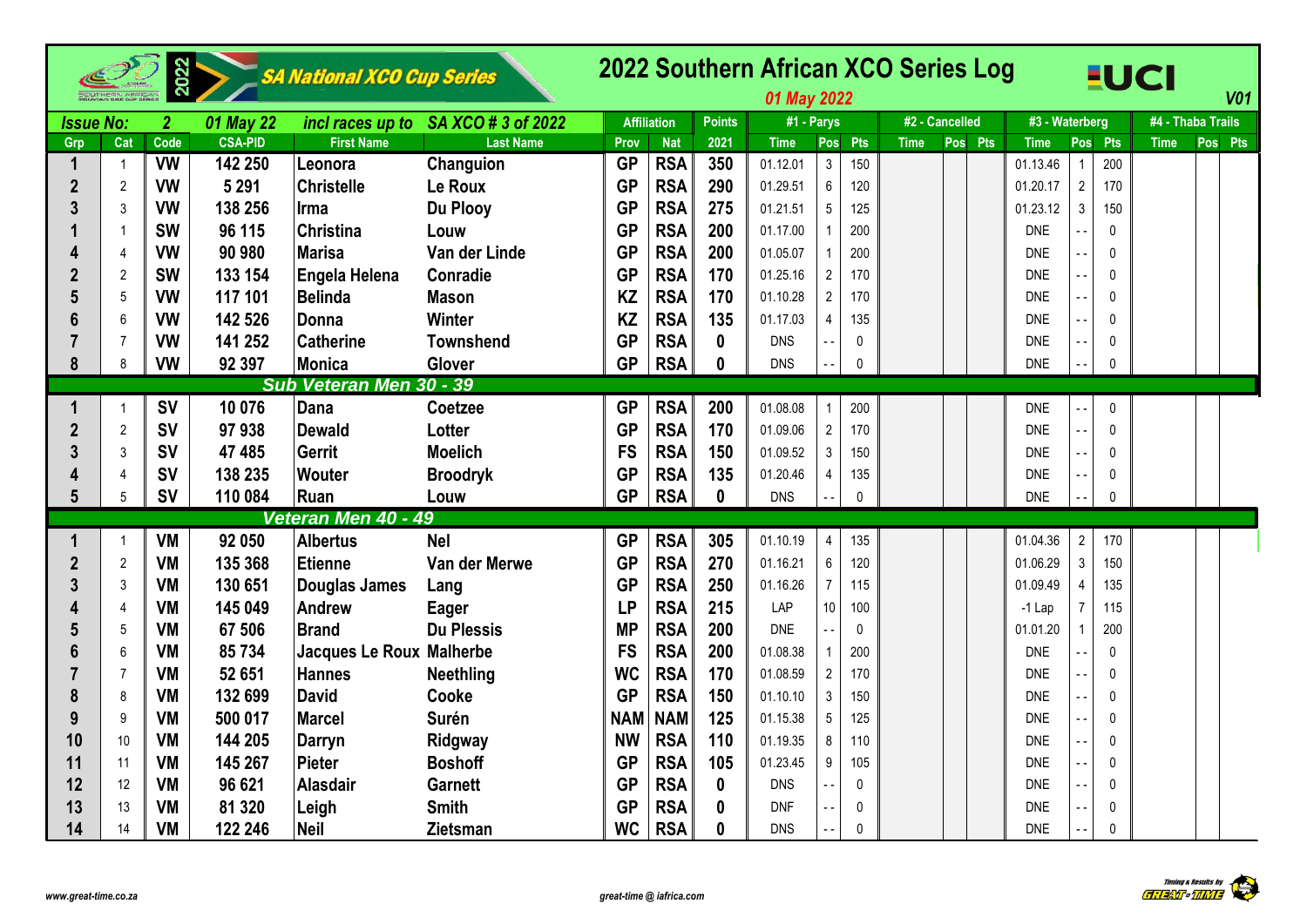# 2022 Southern African XCO Series Log

SA National XCO Cup Series

*01 May 2022*

V01

| Issue No: | 2 | 01 May 22 | incl races up to | SA XCO # 3 of 2022 | | Affiliation | | Points | #1 - Parys | | | #2 - Cancelled | | | #3 - Waterberg | | | #4 - Thaba Trails | | |
|---|---|---|---|---|---|---|---|---|---|---|---|---|---|---|---|---|---|---|---|---|
| Grp | Cat | Code | CSA-PID | First Name | Last Name | Prov | Nat | 2021 | Time | Pos | Pts | Time | Pos | Pts | Time | Pos | Pts | Time | Pos | Pts |
| 1 | 1 | VW | 142 250 | Leonora | Changuion | GP | RSA | 350 | 01.12.01 | 3 | 150 | | | | 01.13.46 | 1 | 200 | | | |
| 2 | 2 | VW | 5 291 | Christelle | Le Roux | GP | RSA | 290 | 01.29.51 | 6 | 120 | | | | 01.20.17 | 2 | 170 | | | |
| 3 | 3 | VW | 138 256 | Irma | Du Plooy | GP | RSA | 275 | 01.21.51 | 5 | 125 | | | | 01.23.12 | 3 | 150 | | | |
| 1 | 1 | SW | 96 115 | Christina | Louw | GP | RSA | 200 | 01.17.00 | 1 | 200 | | | | DNE | - - | 0 | | | |
| 4 | 4 | VW | 90 980 | Marisa | Van der Linde | GP | RSA | 200 | 01.05.07 | 1 | 200 | | | | DNE | - - | 0 | | | |
| 2 | 2 | SW | 133 154 | Engela Helena | Conradie | GP | RSA | 170 | 01.25.16 | 2 | 170 | | | | DNE | - - | 0 | | | |
| 5 | 5 | VW | 117 101 | Belinda | Mason | KZ | RSA | 170 | 01.10.28 | 2 | 170 | | | | DNE | - - | 0 | | | |
| 6 | 6 | VW | 142 526 | Donna | Winter | KZ | RSA | 135 | 01.17.03 | 4 | 135 | | | | DNE | - - | 0 | | | |
| 7 | 7 | VW | 141 252 | Catherine | Townshend | GP | RSA | 0 | DNS | - - | 0 | | | | DNE | - - | 0 | | | |
| 8 | 8 | VW | 92 397 | Monica | Glover | GP | RSA | 0 | DNS | - - | 0 | | | | DNE | - - | 0 | | | |
| **Sub Veteran Men 30 - 39** | | | | | | | | | | | | | | | | | | | | |
| 1 | 1 | SV | 10 076 | Dana | Coetzee | GP | RSA | 200 | 01.08.08 | 1 | 200 | | | | DNE | - - | 0 | | | |
| 2 | 2 | SV | 97 938 | Dewald | Lotter | GP | RSA | 170 | 01.09.06 | 2 | 170 | | | | DNE | - - | 0 | | | |
| 3 | 3 | SV | 47 485 | Gerrit | Moelich | FS | RSA | 150 | 01.09.52 | 3 | 150 | | | | DNE | - - | 0 | | | |
| 4 | 4 | SV | 138 235 | Wouter | Broodryk | GP | RSA | 135 | 01.20.46 | 4 | 135 | | | | DNE | - - | 0 | | | |
| 5 | 5 | SV | 110 084 | Ruan | Louw | GP | RSA | 0 | DNS | - - | 0 | | | | DNE | - - | 0 | | | |
| **Veteran Men 40 - 49** | | | | | | | | | | | | | | | | | | | | |
| 1 | 1 | VM | 92 050 | Albertus | Nel | GP | RSA | 305 | 01.10.19 | 4 | 135 | | | | 01.04.36 | 2 | 170 | | | |
| 2 | 2 | VM | 135 368 | Etienne | Van der Merwe | GP | RSA | 270 | 01.16.21 | 6 | 120 | | | | 01.06.29 | 3 | 150 | | | |
| 3 | 3 | VM | 130 651 | Douglas James | Lang | GP | RSA | 250 | 01.16.26 | 7 | 115 | | | | 01.09.49 | 4 | 135 | | | |
| 4 | 4 | VM | 145 049 | Andrew | Eager | LP | RSA | 215 | LAP | 10 | 100 | | | | -1 Lap | 7 | 115 | | | |
| 5 | 5 | VM | 67 506 | Brand | Du Plessis | MP | RSA | 200 | DNE | - - | 0 | | | | 01.01.20 | 1 | 200 | | | |
| 6 | 6 | VM | 85 734 | Jacques Le Roux | Malherbe | FS | RSA | 200 | 01.08.38 | 1 | 200 | | | | DNE | - - | 0 | | | |
| 7 | 7 | VM | 52 651 | Hannes | Neethling | WC | RSA | 170 | 01.08.59 | 2 | 170 | | | | DNE | - - | 0 | | | |
| 8 | 8 | VM | 132 699 | David | Cooke | GP | RSA | 150 | 01.10.10 | 3 | 150 | | | | DNE | - - | 0 | | | |
| 9 | 9 | VM | 500 017 | Marcel | Surén | NAM | NAM | 125 | 01.15.38 | 5 | 125 | | | | DNE | - - | 0 | | | |
| 10 | 10 | VM | 144 205 | Darryn | Ridgway | NW | RSA | 110 | 01.19.35 | 8 | 110 | | | | DNE | - - | 0 | | | |
| 11 | 11 | VM | 145 267 | Pieter | Boshoff | GP | RSA | 105 | 01.23.45 | 9 | 105 | | | | DNE | - - | 0 | | | |
| 12 | 12 | VM | 96 621 | Alasdair | Garnett | GP | RSA | 0 | DNS | - - | 0 | | | | DNE | - - | 0 | | | |
| 13 | 13 | VM | 81 320 | Leigh | Smith | GP | RSA | 0 | DNF | - - | 0 | | | | DNE | - - | 0 | | | |
| 14 | 14 | VM | 122 246 | Neil | Zietsman | WC | RSA | 0 | DNS | - - | 0 | | | | DNE | - - | 0 | | | |

www.great-time.co.za

great-time @ iafrica.com

Timing & Results by GREAT-TIME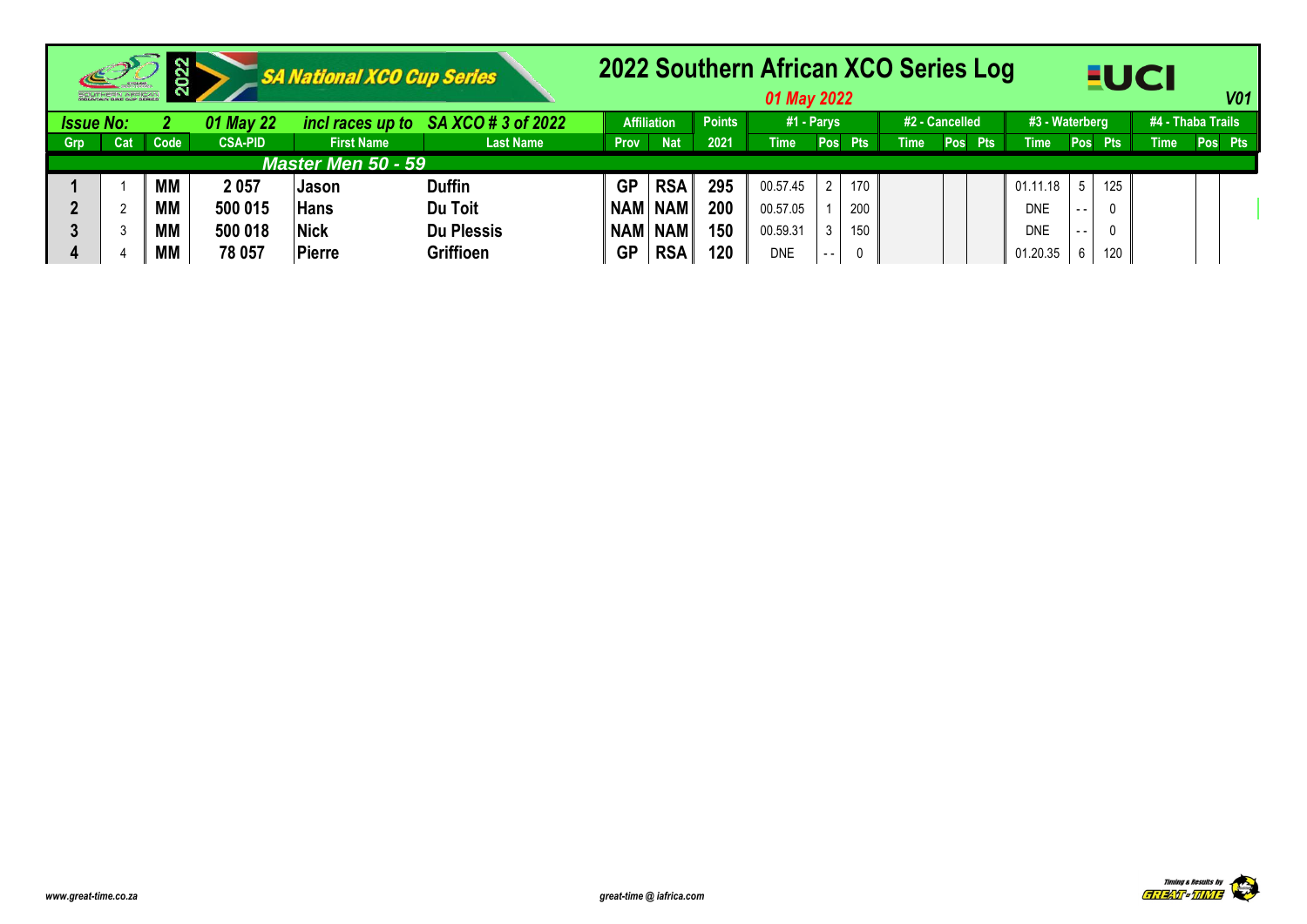# 2022 Southern African XCO Series Log

SA National XCO Cup Series

*01 May 2022*

V01

| Issue No: | 2 | 01 May 22 | incl races up to | SA XCO # 3 of 2022 | | Affiliation | | Points | #1 - Parys | | | #2 - Cancelled | | | #3 - Waterberg | | | #4 - Thaba Trails | | |
|---|---|---|---|---|---|---|---|---|---|---|---|---|---|---|---|---|---|---|---|---|
| Grp | Cat | Code | CSA-PID | First Name | Last Name | Prov | Nat | 2021 | Time | Pos | Pts | Time | Pos | Pts | Time | Pos | Pts | Time | Pos | Pts |
| **Master Men 50 - 59** | | | | | | | | | | | | | | | | | | | | |
| 1 | 1 | MM | 2 057 | Jason | Duffin | GP | RSA | 295 | 00.57.45 | 2 | 170 | | | | 01.11.18 | 5 | 125 | | | |
| 2 | 2 | MM | 500 015 | Hans | Du Toit | NAM | NAM | 200 | 00.57.05 | 1 | 200 | | | | DNE | - - | 0 | | | |
| 3 | 3 | MM | 500 018 | Nick | Du Plessis | NAM | NAM | 150 | 00.59.31 | 3 | 150 | | | | DNE | - - | 0 | | | |
| 4 | 4 | MM | 78 057 | Pierre | Griffioen | GP | RSA | 120 | DNE | - - | 0 | | | | 01.20.35 | 6 | 120 | | | |

www.great-time.co.za

great-time @ iafrica.com

Timing & Results by GREAT-TIME